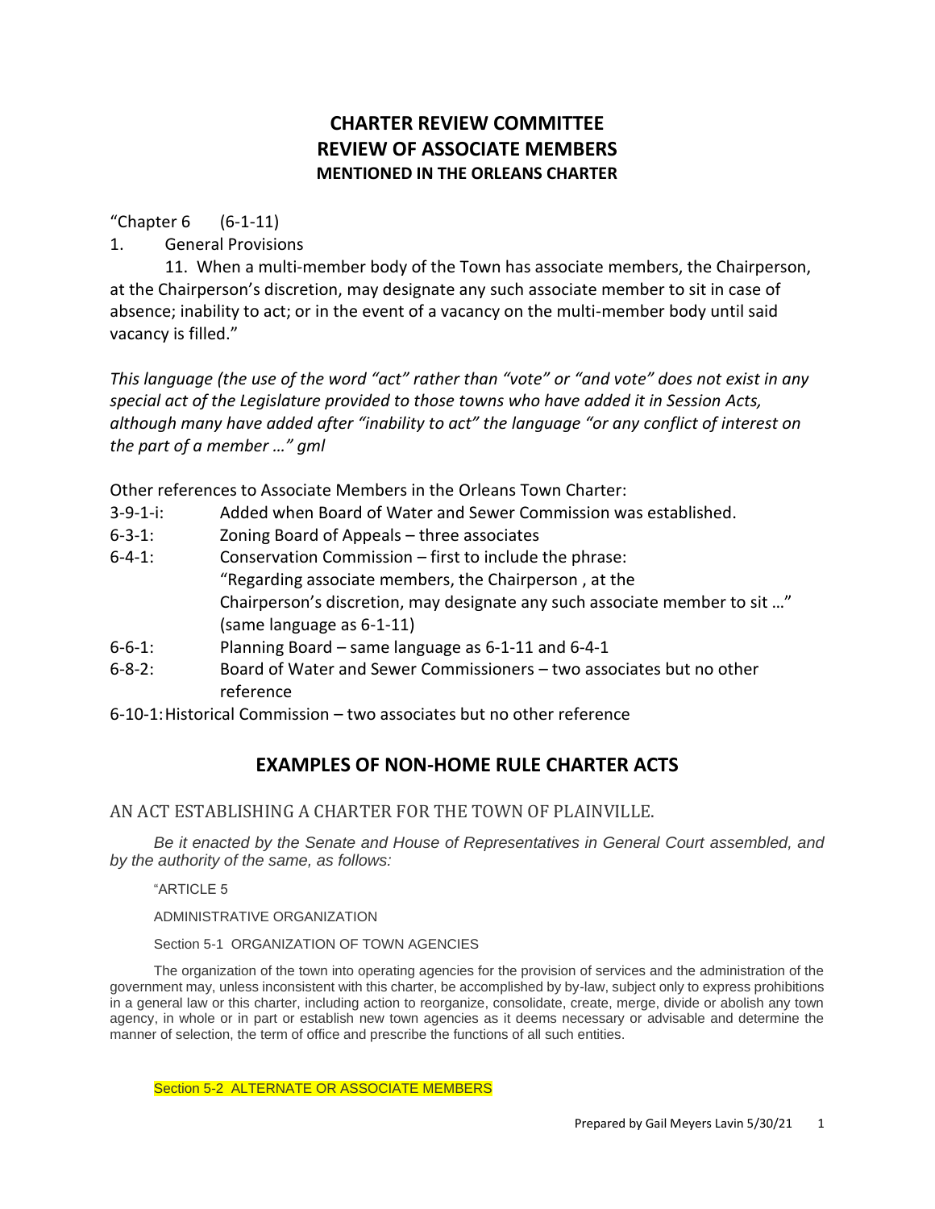# CHARTER REVIEW COMMITTEE
# REVIEW OF ASSOCIATE MEMBERS
## MENTIONED IN THE ORLEANS CHARTER

"Chapter 6 (6-1-11)

1. General Provisions

11. When a multi-member body of the Town has associate members, the Chairperson, at the Chairperson's discretion, may designate any such associate member to sit in case of absence; inability to act; or in the event of a vacancy on the multi-member body until said vacancy is filled."

*This language (the use of the word "act" rather than "vote" or "and vote" does not exist in any special act of the Legislature provided to those towns who have added it in Session Acts, although many have added after "inability to act" the language "or any conflict of interest on the part of a member …" gml*

Other references to Associate Members in the Orleans Town Charter:

- 3-9-1-i: Added when Board of Water and Sewer Commission was established.
- 6-3-1: Zoning Board of Appeals – three associates
- 6-4-1: Conservation Commission – first to include the phrase: "Regarding associate members, the Chairperson , at the Chairperson's discretion, may designate any such associate member to sit …" (same language as 6-1-11)
- 6-6-1: Planning Board – same language as 6-1-11 and 6-4-1
- 6-8-2: Board of Water and Sewer Commissioners – two associates but no other reference
- 6-10-1: Historical Commission – two associates but no other reference

## EXAMPLES OF NON-HOME RULE CHARTER ACTS

### AN ACT ESTABLISHING A CHARTER FOR THE TOWN OF PLAINVILLE.

*Be it enacted by the Senate and House of Representatives in General Court assembled, and by the authority of the same, as follows:*

"ARTICLE 5

ADMINISTRATIVE ORGANIZATION

Section 5-1 ORGANIZATION OF TOWN AGENCIES

The organization of the town into operating agencies for the provision of services and the administration of the government may, unless inconsistent with this charter, be accomplished by by-law, subject only to express prohibitions in a general law or this charter, including action to reorganize, consolidate, create, merge, divide or abolish any town agency, in whole or in part or establish new town agencies as it deems necessary or advisable and determine the manner of selection, the term of office and prescribe the functions of all such entities.

Section 5-2 ALTERNATE OR ASSOCIATE MEMBERS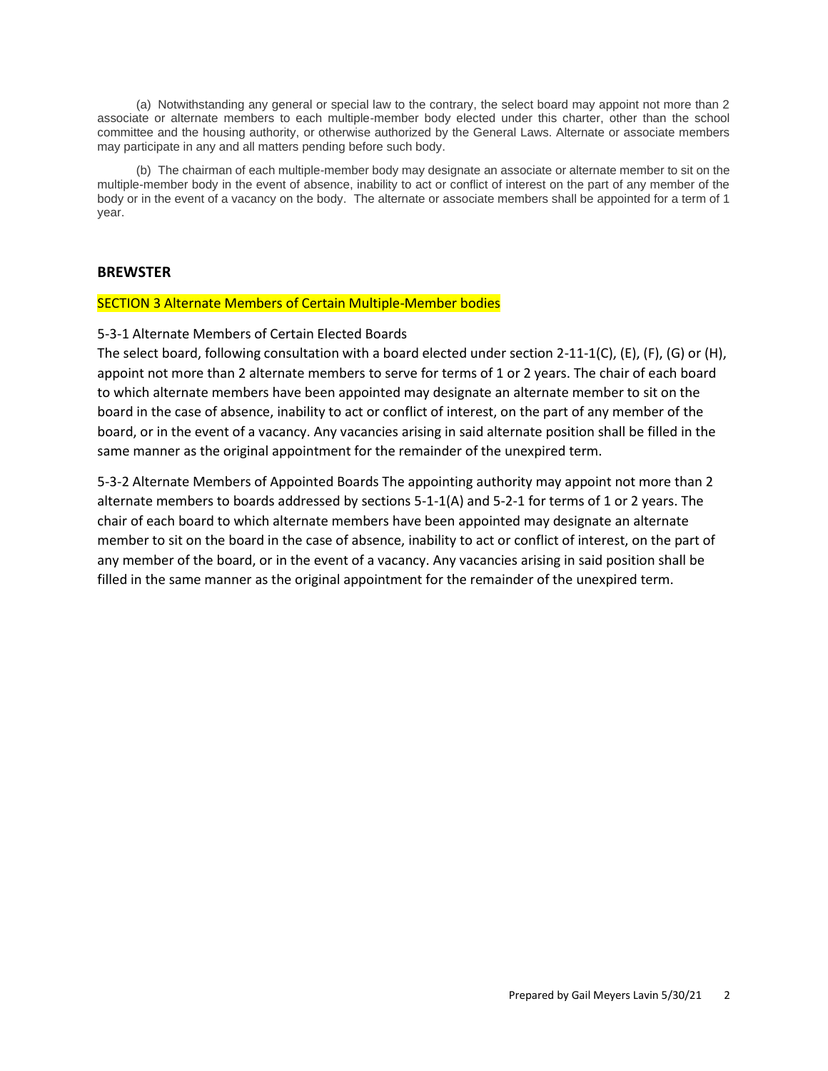(a) Notwithstanding any general or special law to the contrary, the select board may appoint not more than 2 associate or alternate members to each multiple-member body elected under this charter, other than the school committee and the housing authority, or otherwise authorized by the General Laws. Alternate or associate members may participate in any and all matters pending before such body.

(b) The chairman of each multiple-member body may designate an associate or alternate member to sit on the multiple-member body in the event of absence, inability to act or conflict of interest on the part of any member of the body or in the event of a vacancy on the body. The alternate or associate members shall be appointed for a term of 1 year.

## BREWSTER

SECTION 3 Alternate Members of Certain Multiple-Member bodies

5-3-1 Alternate Members of Certain Elected Boards

The select board, following consultation with a board elected under section 2-11-1(C), (E), (F), (G) or (H), appoint not more than 2 alternate members to serve for terms of 1 or 2 years. The chair of each board to which alternate members have been appointed may designate an alternate member to sit on the board in the case of absence, inability to act or conflict of interest, on the part of any member of the board, or in the event of a vacancy. Any vacancies arising in said alternate position shall be filled in the same manner as the original appointment for the remainder of the unexpired term.

5-3-2 Alternate Members of Appointed Boards The appointing authority may appoint not more than 2 alternate members to boards addressed by sections 5-1-1(A) and 5-2-1 for terms of 1 or 2 years. The chair of each board to which alternate members have been appointed may designate an alternate member to sit on the board in the case of absence, inability to act or conflict of interest, on the part of any member of the board, or in the event of a vacancy. Any vacancies arising in said position shall be filled in the same manner as the original appointment for the remainder of the unexpired term.

Prepared by Gail Meyers Lavin 5/30/21